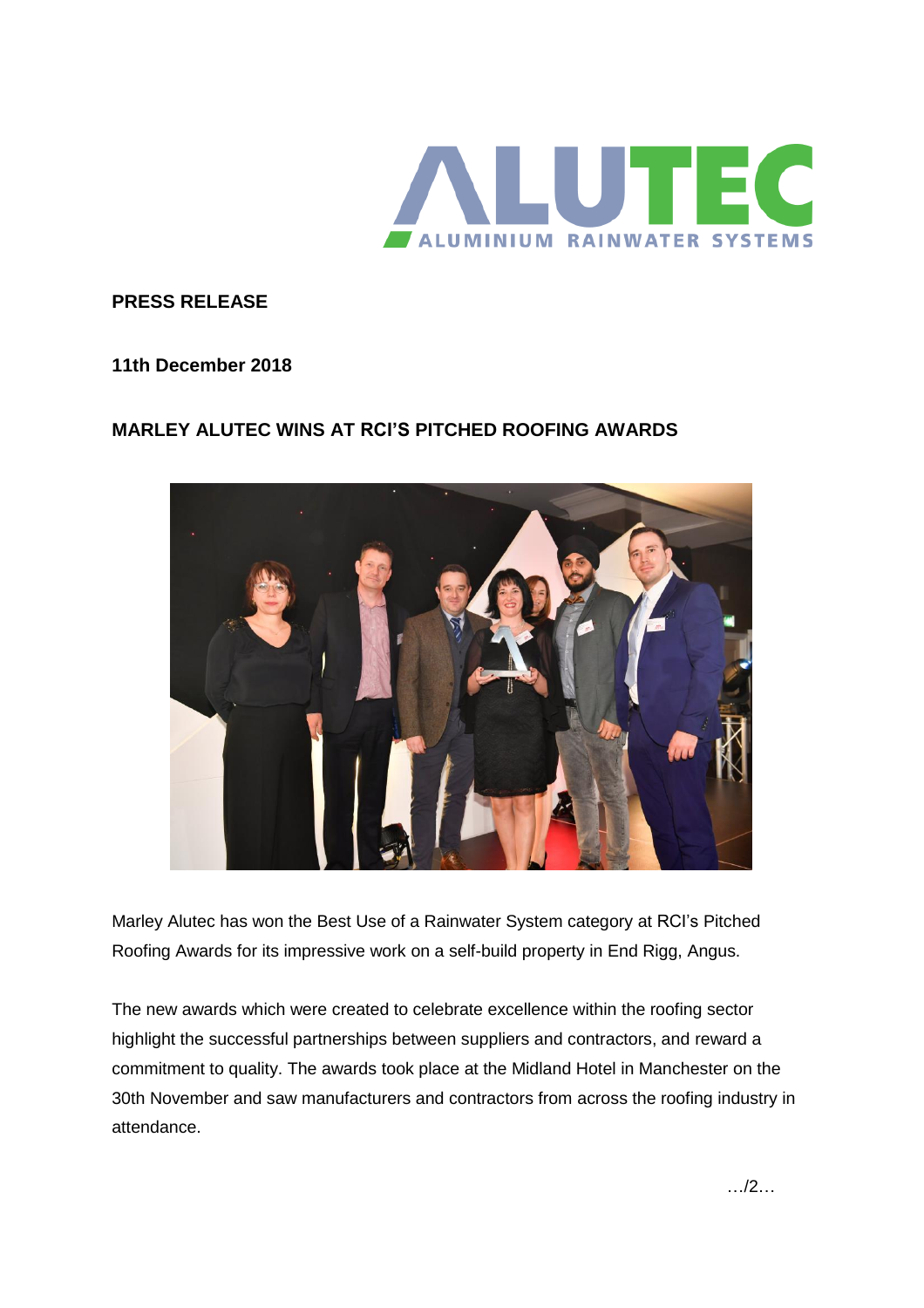**PRESS RELEASE**

**11th December 2018**

**MARLEY ALUTEC WINS AT RCI'S PITCHED ROOFING AWARDS**

Marley Alutec has won the Best Use of a Rainwater System category at RCI's Pitched Roofing Awards for its impressive work on a self-build property in End Rigg, Angus.

The new awards which were created to celebrate excellence within the roofing sector highlight the successful partnerships between suppliers and contractors, and reward a commitment to quality. The awards took place at the Midland Hotel in Manchester on the 30th November and saw manufacturers and contractors from across the roofing industry in attendance.

…/2…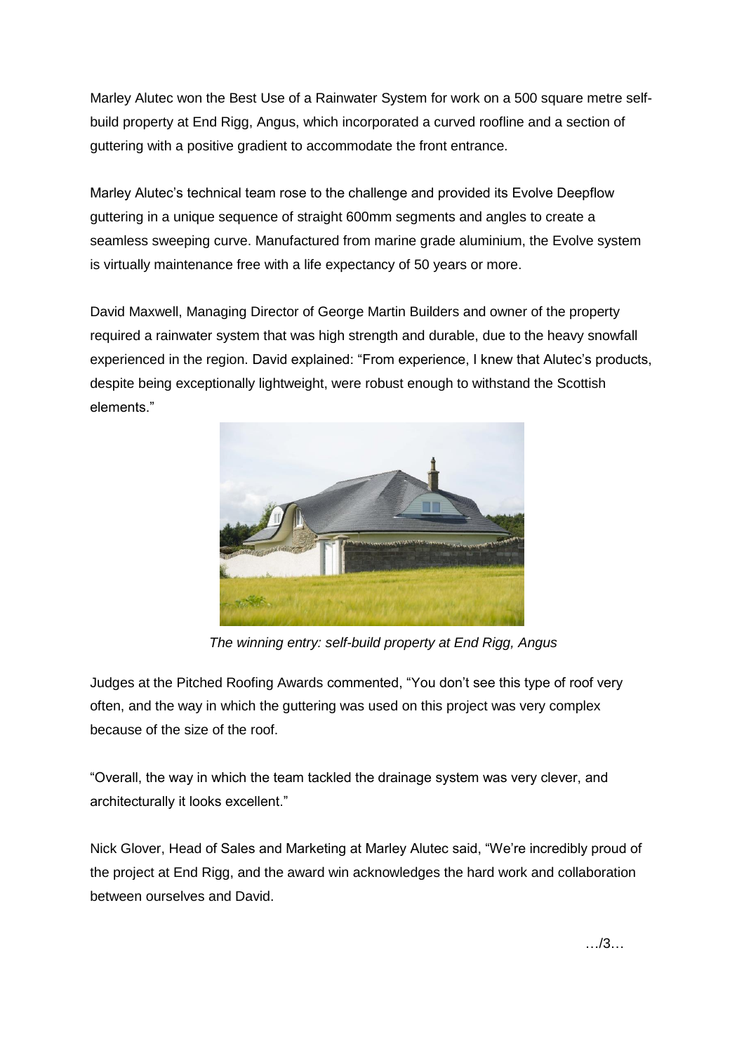Marley Alutec won the Best Use of a Rainwater System for work on a 500 square metre self-build property at End Rigg, Angus, which incorporated a curved roofline and a section of guttering with a positive gradient to accommodate the front entrance.

Marley Alutec's technical team rose to the challenge and provided its Evolve Deepflow guttering in a unique sequence of straight 600mm segments and angles to create a seamless sweeping curve. Manufactured from marine grade aluminium, the Evolve system is virtually maintenance free with a life expectancy of 50 years or more.

David Maxwell, Managing Director of George Martin Builders and owner of the property required a rainwater system that was high strength and durable, due to the heavy snowfall experienced in the region. David explained: "From experience, I knew that Alutec's products, despite being exceptionally lightweight, were robust enough to withstand the Scottish elements."

*The winning entry: self-build property at End Rigg, Angus*

Judges at the Pitched Roofing Awards commented, "You don't see this type of roof very often, and the way in which the guttering was used on this project was very complex because of the size of the roof.

"Overall, the way in which the team tackled the drainage system was very clever, and architecturally it looks excellent."

Nick Glover, Head of Sales and Marketing at Marley Alutec said, "We're incredibly proud of the project at End Rigg, and the award win acknowledges the hard work and collaboration between ourselves and David.

…/3…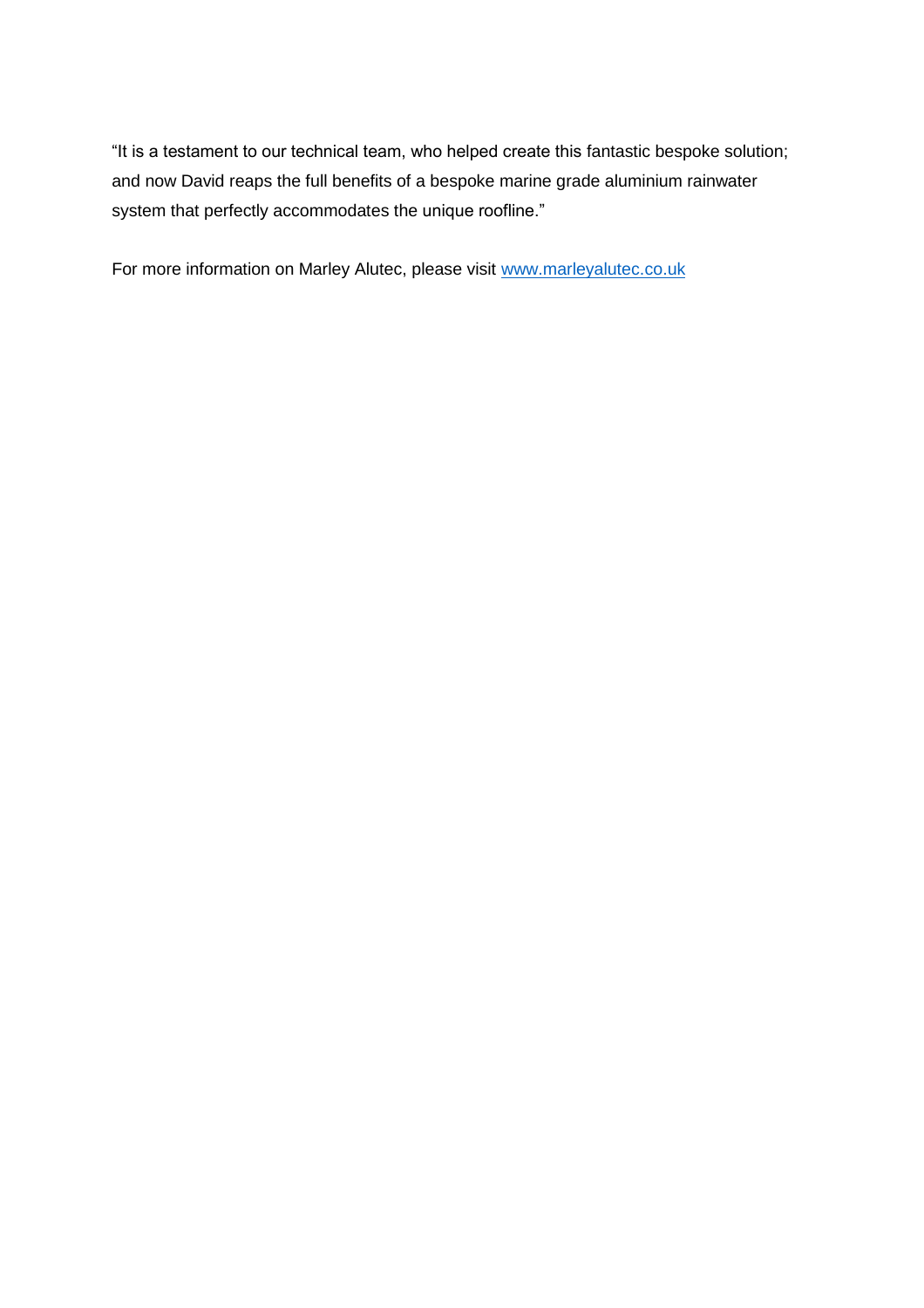"It is a testament to our technical team, who helped create this fantastic bespoke solution; and now David reaps the full benefits of a bespoke marine grade aluminium rainwater system that perfectly accommodates the unique roofline."

For more information on Marley Alutec, please visit [www.marleyalutec.co.uk](http://www.marleyalutec.co.uk)